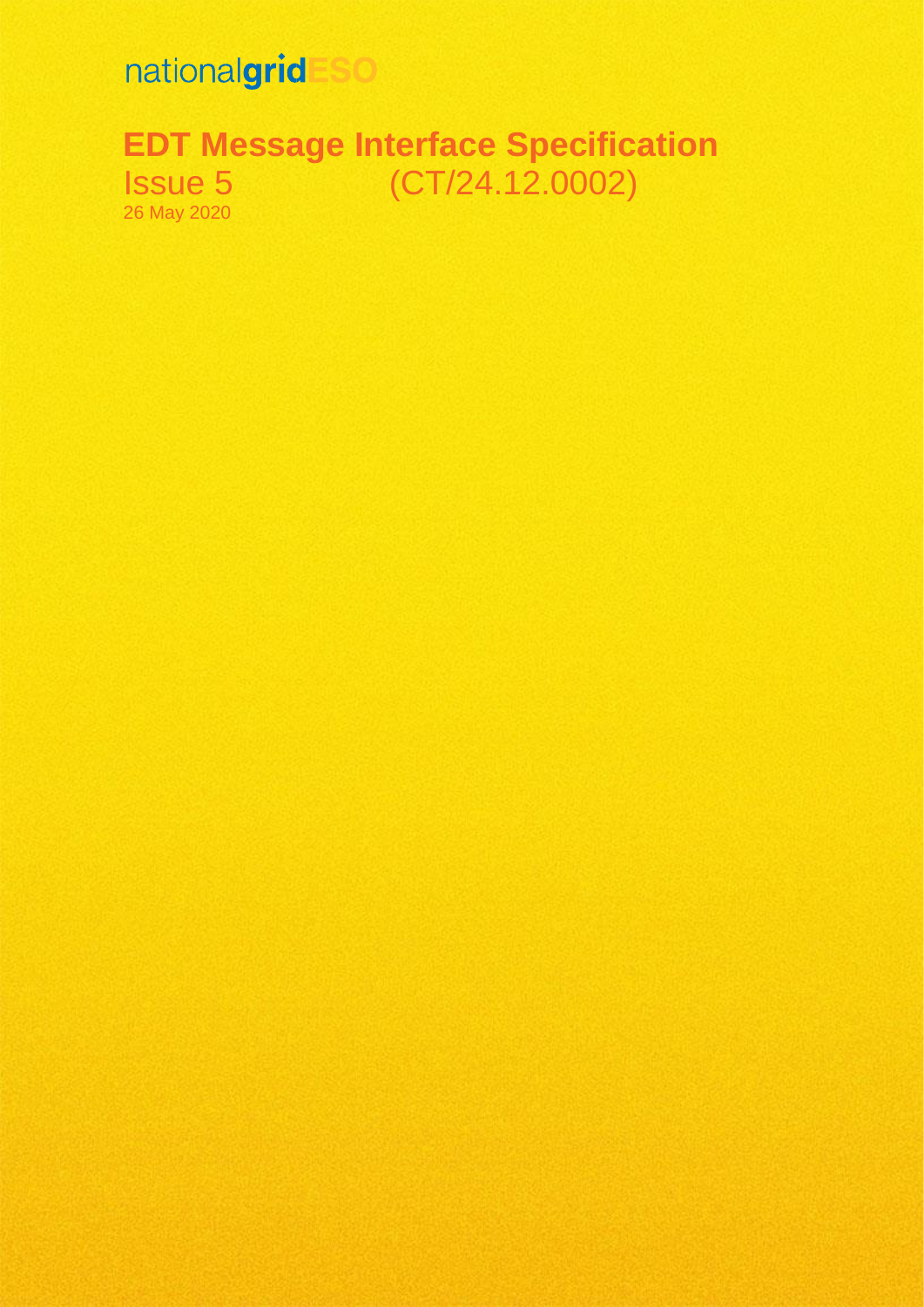nationalgridESO

# EDT Message Interface Specification

Issue 5 (CT/24.12.0002)

26 May 2020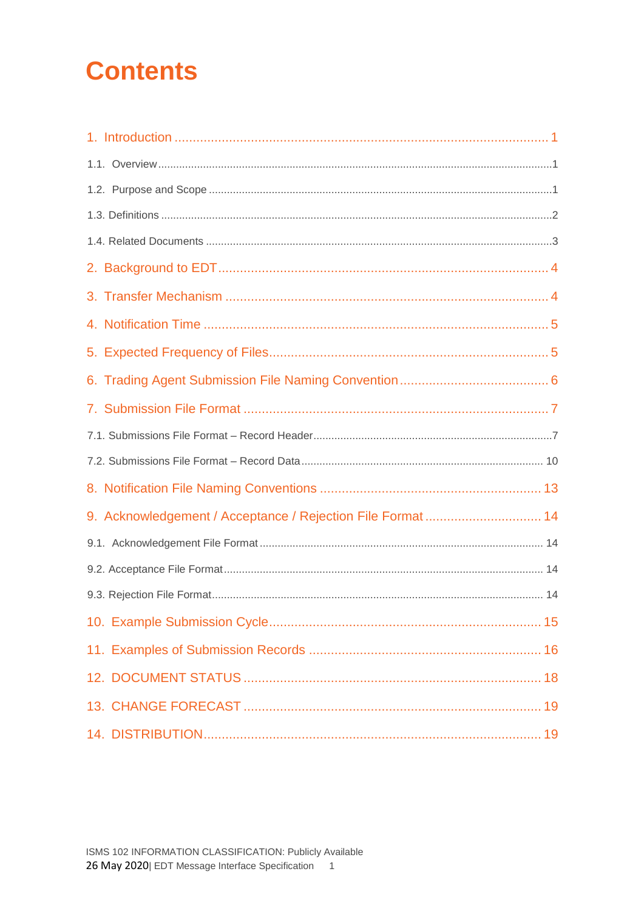# Contents

1. Introduction ........................................................................................................ 1

1.1. Overview ........................................................................................................ 1

1.2. Purpose and Scope ........................................................................................ 1

1.3. Definitions ...................................................................................................... 2

1.4. Related Documents ........................................................................................ 3

2. Background to EDT ............................................................................................ 4

3. Transfer Mechanism .......................................................................................... 4

4. Notification Time ................................................................................................ 5

5. Expected Frequency of Files .............................................................................. 5

6. Trading Agent Submission File Naming Convention ........................................... 6

7. Submission File Format ...................................................................................... 7

7.1. Submissions File Format – Record Header ..................................................... 7

7.2. Submissions File Format – Record Data ........................................................ 10

8. Notification File Naming Conventions .............................................................. 13

9. Acknowledgement / Acceptance / Rejection File Format .................................. 14

9.1. Acknowledgement File Format ...................................................................... 14

9.2. Acceptance File Format ................................................................................. 14

9.3. Rejection File Format ..................................................................................... 14

10. Example Submission Cycle ............................................................................ 15

11. Examples of Submission Records .................................................................. 16

12. DOCUMENT STATUS .................................................................................... 18

13. CHANGE FORECAST .................................................................................... 19

14. DISTRIBUTION .............................................................................................. 19

ISMS 102 INFORMATION CLASSIFICATION: Publicly Available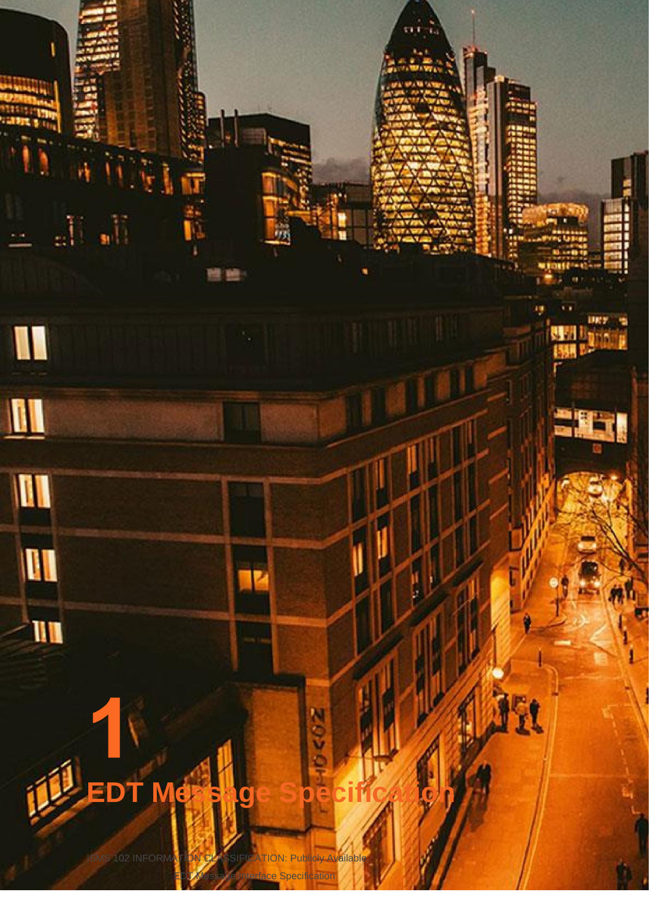# 1

# EDT Message Specification

ISMS 102 INFORMATION CLASSIFICATION: Publicly Available

EDT Message Interface Specification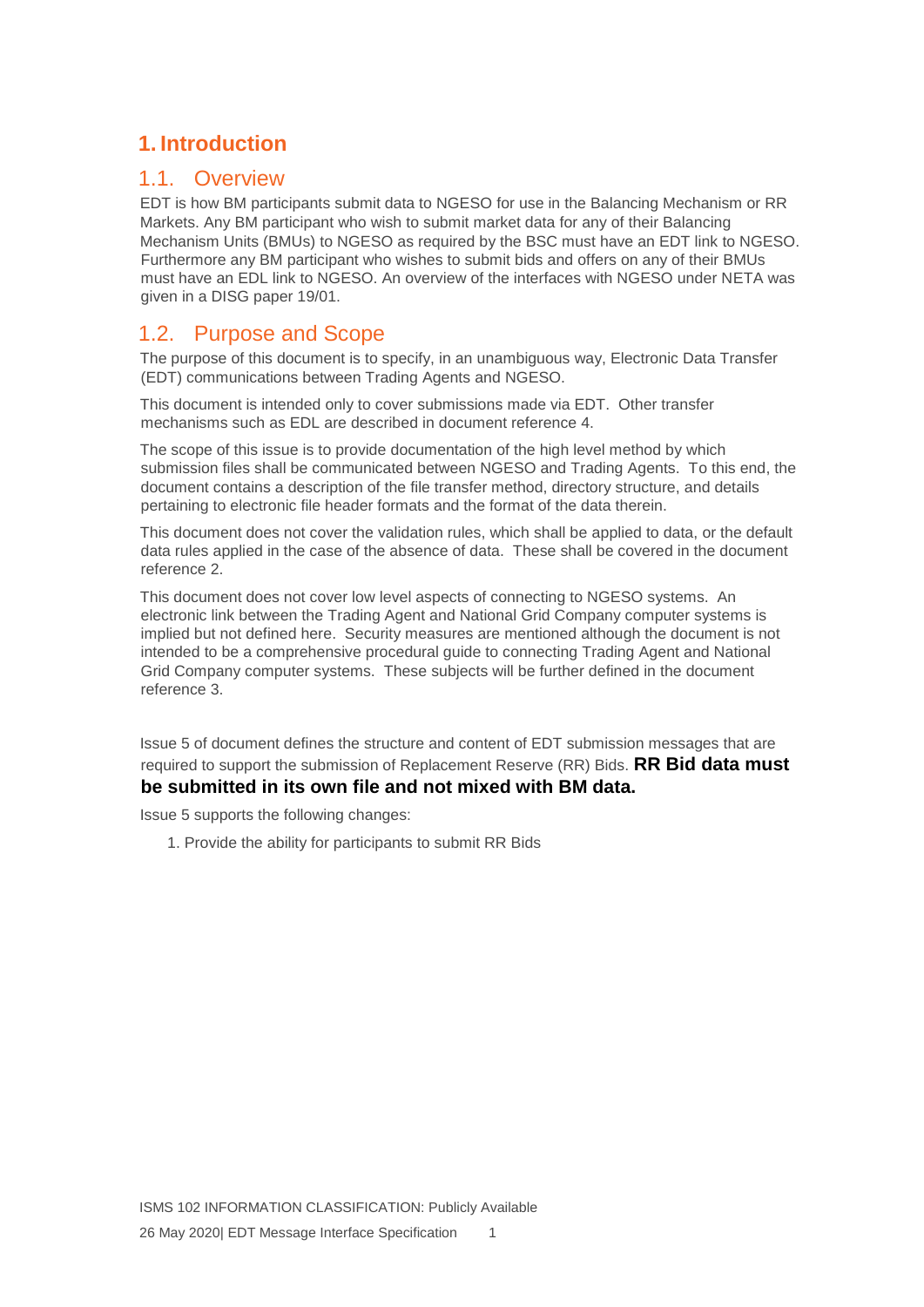# 1. Introduction

## 1.1. Overview

EDT is how BM participants submit data to NGESO for use in the Balancing Mechanism or RR Markets. Any BM participant who wish to submit market data for any of their Balancing Mechanism Units (BMUs) to NGESO as required by the BSC must have an EDT link to NGESO. Furthermore any BM participant who wishes to submit bids and offers on any of their BMUs must have an EDL link to NGESO. An overview of the interfaces with NGESO under NETA was given in a DISG paper 19/01.

## 1.2. Purpose and Scope

The purpose of this document is to specify, in an unambiguous way, Electronic Data Transfer (EDT) communications between Trading Agents and NGESO.

This document is intended only to cover submissions made via EDT. Other transfer mechanisms such as EDL are described in document reference 4.

The scope of this issue is to provide documentation of the high level method by which submission files shall be communicated between NGESO and Trading Agents. To this end, the document contains a description of the file transfer method, directory structure, and details pertaining to electronic file header formats and the format of the data therein.

This document does not cover the validation rules, which shall be applied to data, or the default data rules applied in the case of the absence of data. These shall be covered in the document reference 2.

This document does not cover low level aspects of connecting to NGESO systems. An electronic link between the Trading Agent and National Grid Company computer systems is implied but not defined here. Security measures are mentioned although the document is not intended to be a comprehensive procedural guide to connecting Trading Agent and National Grid Company computer systems. These subjects will be further defined in the document reference 3.

Issue 5 of document defines the structure and content of EDT submission messages that are required to support the submission of Replacement Reserve (RR) Bids. **RR Bid data must be submitted in its own file and not mixed with BM data.**

Issue 5 supports the following changes:

1. Provide the ability for participants to submit RR Bids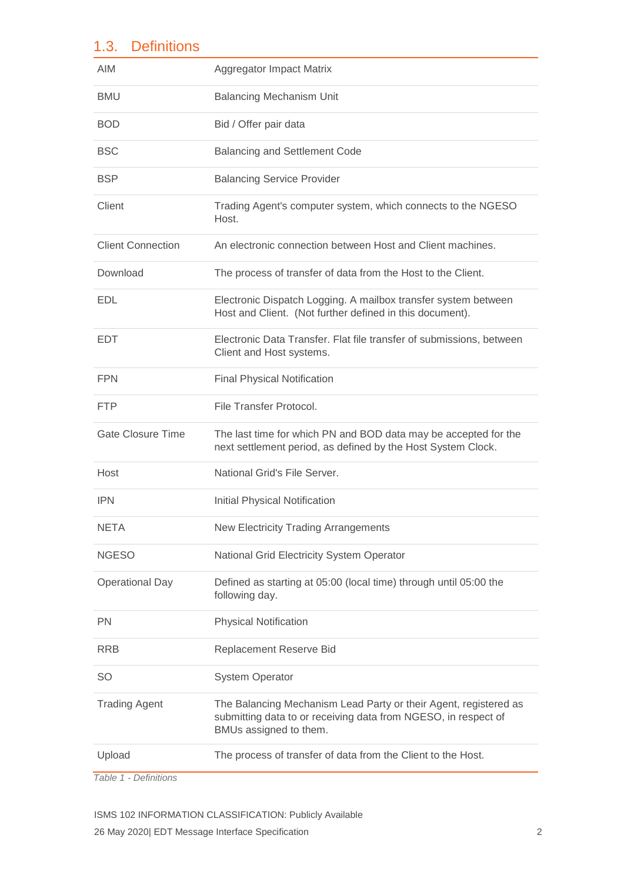## 1.3. Definitions

| | |
|---|---|
| AIM | Aggregator Impact Matrix |
| BMU | Balancing Mechanism Unit |
| BOD | Bid / Offer pair data |
| BSC | Balancing and Settlement Code |
| BSP | Balancing Service Provider |
| Client | Trading Agent's computer system, which connects to the NGESO Host. |
| Client Connection | An electronic connection between Host and Client machines. |
| Download | The process of transfer of data from the Host to the Client. |
| EDL | Electronic Dispatch Logging. A mailbox transfer system between Host and Client. (Not further defined in this document). |
| EDT | Electronic Data Transfer. Flat file transfer of submissions, between Client and Host systems. |
| FPN | Final Physical Notification |
| FTP | File Transfer Protocol. |
| Gate Closure Time | The last time for which PN and BOD data may be accepted for the next settlement period, as defined by the Host System Clock. |
| Host | National Grid's File Server. |
| IPN | Initial Physical Notification |
| NETA | New Electricity Trading Arrangements |
| NGESO | National Grid Electricity System Operator |
| Operational Day | Defined as starting at 05:00 (local time) through until 05:00 the following day. |
| PN | Physical Notification |
| RRB | Replacement Reserve Bid |
| SO | System Operator |
| Trading Agent | The Balancing Mechanism Lead Party or their Agent, registered as submitting data to or receiving data from NGESO, in respect of BMUs assigned to them. |
| Upload | The process of transfer of data from the Client to the Host. |

*Table 1 - Definitions*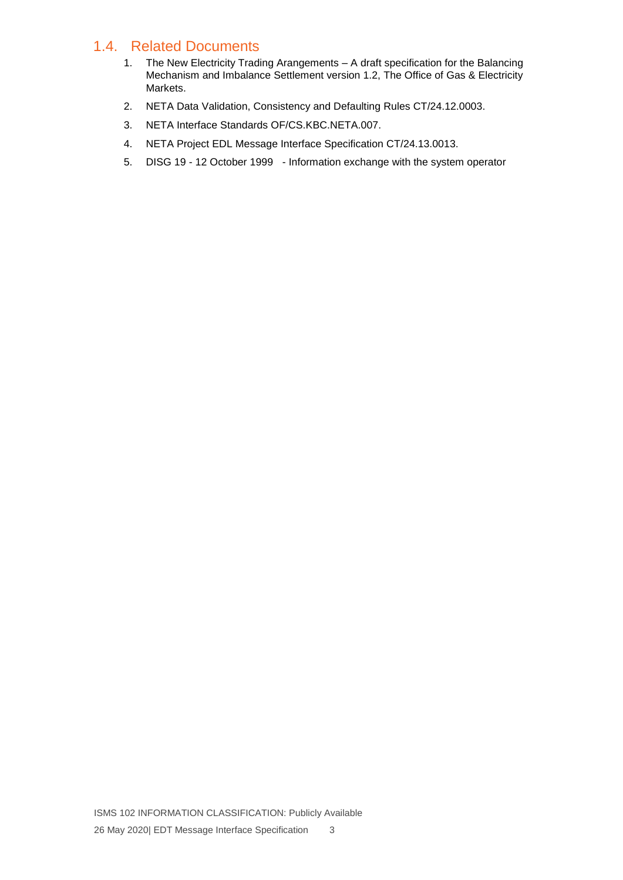## 1.4. Related Documents

1. The New Electricity Trading Arangements – A draft specification for the Balancing Mechanism and Imbalance Settlement version 1.2, The Office of Gas & Electricity Markets.
2. NETA Data Validation, Consistency and Defaulting Rules CT/24.12.0003.
3. NETA Interface Standards OF/CS.KBC.NETA.007.
4. NETA Project EDL Message Interface Specification CT/24.13.0013.
5. DISG 19 - 12 October 1999 - Information exchange with the system operator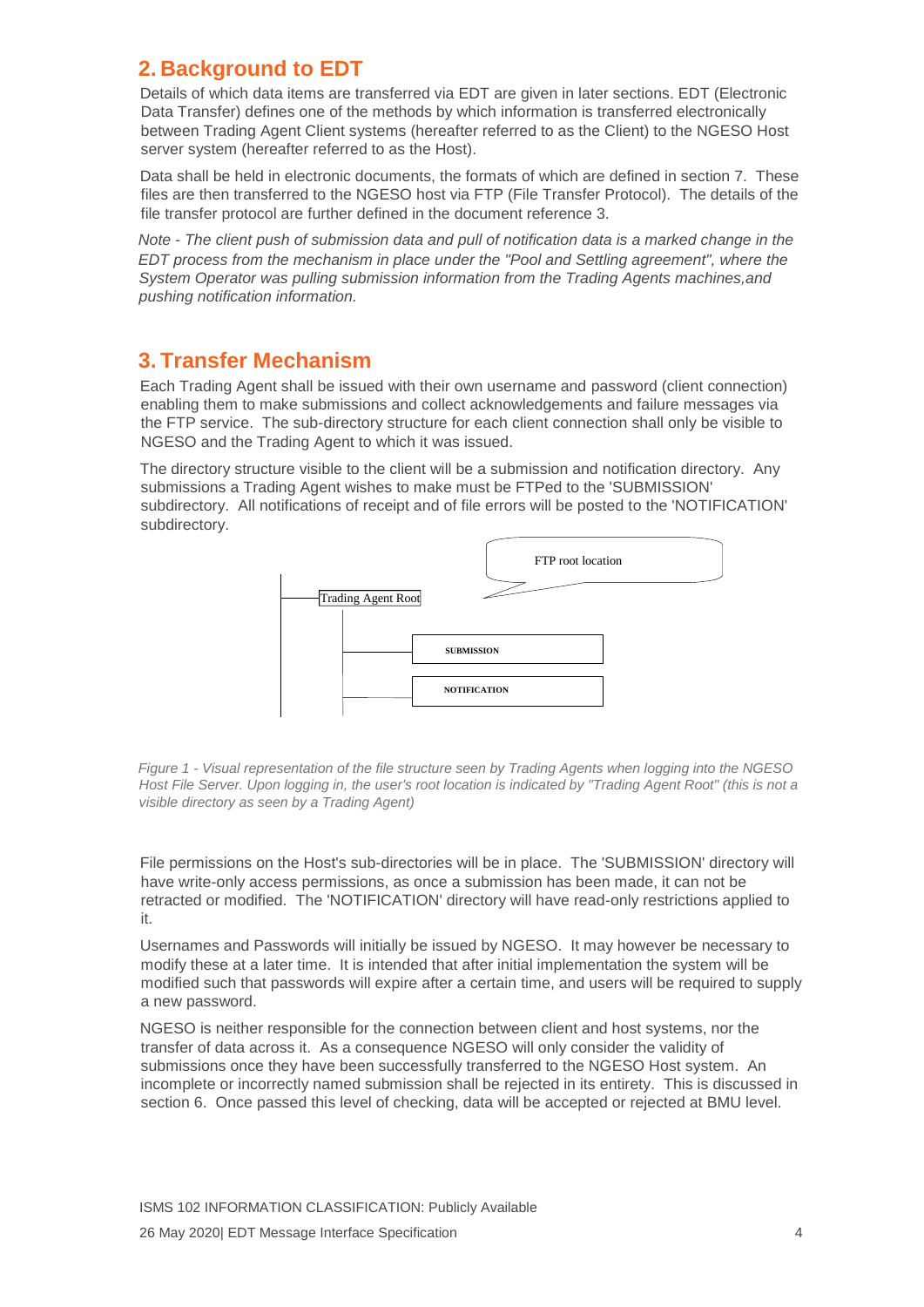## 2. Background to EDT

Details of which data items are transferred via EDT are given in later sections. EDT (Electronic Data Transfer) defines one of the methods by which information is transferred electronically between Trading Agent Client systems (hereafter referred to as the Client) to the NGESO Host server system (hereafter referred to as the Host).

Data shall be held in electronic documents, the formats of which are defined in section 7. These files are then transferred to the NGESO host via FTP (File Transfer Protocol). The details of the file transfer protocol are further defined in the document reference 3.

*Note - The client push of submission data and pull of notification data is a marked change in the EDT process from the mechanism in place under the "Pool and Settling agreement", where the System Operator was pulling submission information from the Trading Agents machines,and pushing notification information.*

## 3. Transfer Mechanism

Each Trading Agent shall be issued with their own username and password (client connection) enabling them to make submissions and collect acknowledgements and failure messages via the FTP service. The sub-directory structure for each client connection shall only be visible to NGESO and the Trading Agent to which it was issued.

The directory structure visible to the client will be a submission and notification directory. Any submissions a Trading Agent wishes to make must be FTPed to the 'SUBMISSION' subdirectory. All notifications of receipt and of file errors will be posted to the 'NOTIFICATION' subdirectory.

FTP root location

Trading Agent Root

SUBMISSION

NOTIFICATION

*Figure 1 - Visual representation of the file structure seen by Trading Agents when logging into the NGESO Host File Server. Upon logging in, the user's root location is indicated by "Trading Agent Root" (this is not a visible directory as seen by a Trading Agent)*

File permissions on the Host's sub-directories will be in place. The 'SUBMISSION' directory will have write-only access permissions, as once a submission has been made, it can not be retracted or modified. The 'NOTIFICATION' directory will have read-only restrictions applied to it.

Usernames and Passwords will initially be issued by NGESO. It may however be necessary to modify these at a later time. It is intended that after initial implementation the system will be modified such that passwords will expire after a certain time, and users will be required to supply a new password.

NGESO is neither responsible for the connection between client and host systems, nor the transfer of data across it. As a consequence NGESO will only consider the validity of submissions once they have been successfully transferred to the NGESO Host system. An incomplete or incorrectly named submission shall be rejected in its entirety. This is discussed in section 6. Once passed this level of checking, data will be accepted or rejected at BMU level.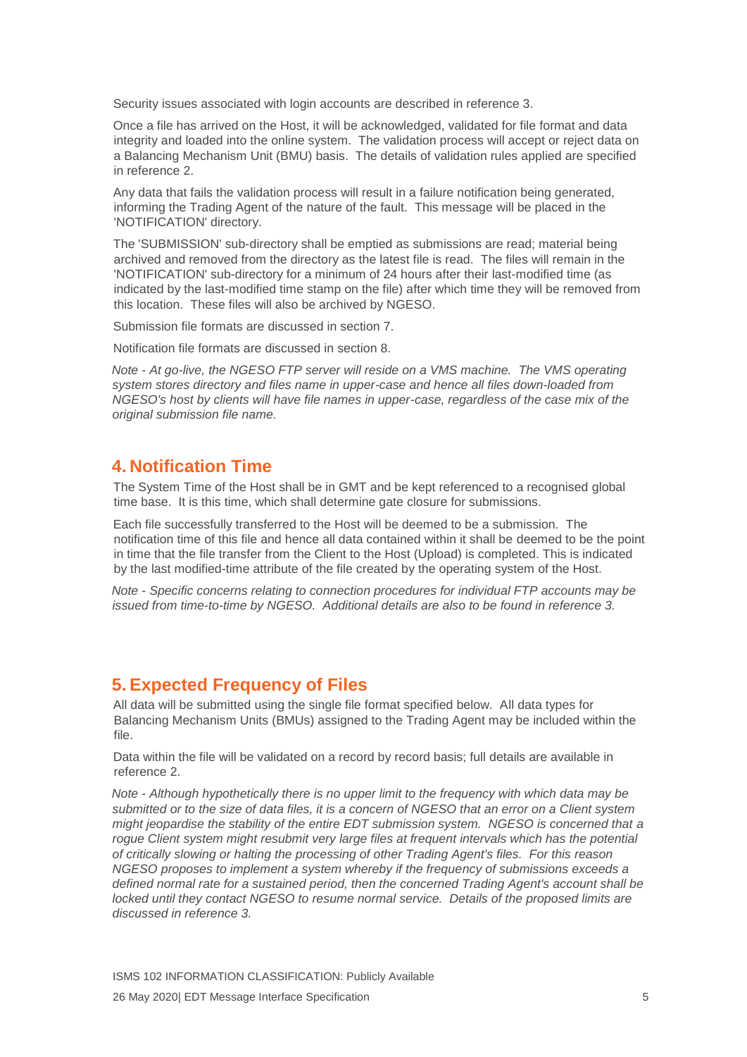Security issues associated with login accounts are described in reference 3.

Once a file has arrived on the Host, it will be acknowledged, validated for file format and data integrity and loaded into the online system. The validation process will accept or reject data on a Balancing Mechanism Unit (BMU) basis. The details of validation rules applied are specified in reference 2.

Any data that fails the validation process will result in a failure notification being generated, informing the Trading Agent of the nature of the fault. This message will be placed in the 'NOTIFICATION' directory.

The 'SUBMISSION' sub-directory shall be emptied as submissions are read; material being archived and removed from the directory as the latest file is read. The files will remain in the 'NOTIFICATION' sub-directory for a minimum of 24 hours after their last-modified time (as indicated by the last-modified time stamp on the file) after which time they will be removed from this location. These files will also be archived by NGESO.

Submission file formats are discussed in section 7.

Notification file formats are discussed in section 8.

*Note - At go-live, the NGESO FTP server will reside on a VMS machine. The VMS operating system stores directory and files name in upper-case and hence all files down-loaded from NGESO's host by clients will have file names in upper-case, regardless of the case mix of the original submission file name.*

# 4. Notification Time

The System Time of the Host shall be in GMT and be kept referenced to a recognised global time base. It is this time, which shall determine gate closure for submissions.

Each file successfully transferred to the Host will be deemed to be a submission. The notification time of this file and hence all data contained within it shall be deemed to be the point in time that the file transfer from the Client to the Host (Upload) is completed. This is indicated by the last modified-time attribute of the file created by the operating system of the Host.

*Note - Specific concerns relating to connection procedures for individual FTP accounts may be issued from time-to-time by NGESO. Additional details are also to be found in reference 3.*

# 5. Expected Frequency of Files

All data will be submitted using the single file format specified below. All data types for Balancing Mechanism Units (BMUs) assigned to the Trading Agent may be included within the file.

Data within the file will be validated on a record by record basis; full details are available in reference 2.

*Note - Although hypothetically there is no upper limit to the frequency with which data may be submitted or to the size of data files, it is a concern of NGESO that an error on a Client system might jeopardise the stability of the entire EDT submission system. NGESO is concerned that a rogue Client system might resubmit very large files at frequent intervals which has the potential of critically slowing or halting the processing of other Trading Agent's files. For this reason NGESO proposes to implement a system whereby if the frequency of submissions exceeds a defined normal rate for a sustained period, then the concerned Trading Agent's account shall be locked until they contact NGESO to resume normal service. Details of the proposed limits are discussed in reference 3.*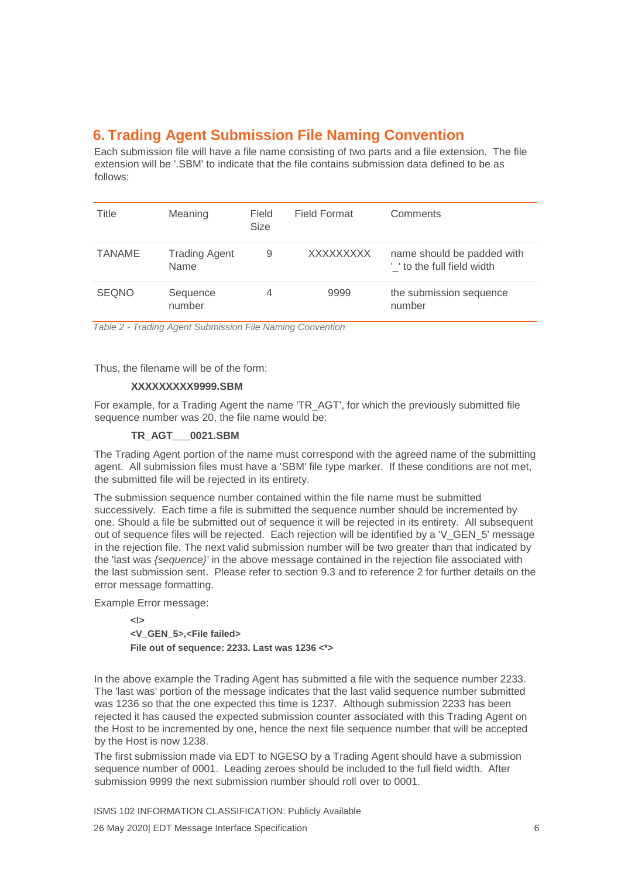# 6. Trading Agent Submission File Naming Convention

Each submission file will have a file name consisting of two parts and a file extension. The file extension will be '.SBM' to indicate that the file contains submission data defined to be as follows:

| Title | Meaning | Field Size | Field Format | Comments |
|---|---|---|---|---|
| TANAME | Trading Agent Name | 9 | XXXXXXXXX | name should be padded with '_' to the full field width |
| SEQNO | Sequence number | 4 | 9999 | the submission sequence number |

*Table 2 - Trading Agent Submission File Naming Convention*

Thus, the filename will be of the form:

**XXXXXXXXX9999.SBM**

For example, for a Trading Agent the name 'TR_AGT', for which the previously submitted file sequence number was 20, the file name would be:

**TR_AGT___0021.SBM**

The Trading Agent portion of the name must correspond with the agreed name of the submitting agent. All submission files must have a 'SBM' file type marker. If these conditions are not met, the submitted file will be rejected in its entirety.

The submission sequence number contained within the file name must be submitted successively. Each time a file is submitted the sequence number should be incremented by one. Should a file be submitted out of sequence it will be rejected in its entirety. All subsequent out of sequence files will be rejected. Each rejection will be identified by a 'V_GEN_5' message in the rejection file. The next valid submission number will be two greater than that indicated by the 'last was *{sequence}'* in the above message contained in the rejection file associated with the last submission sent. Please refer to section 9.3 and to reference 2 for further details on the error message formatting.

Example Error message:

**<!>**
**<V_GEN_5>,<File failed>**
**File out of sequence: 2233. Last was 1236 <*>**

In the above example the Trading Agent has submitted a file with the sequence number 2233. The 'last was' portion of the message indicates that the last valid sequence number submitted was 1236 so that the one expected this time is 1237. Although submission 2233 has been rejected it has caused the expected submission counter associated with this Trading Agent on the Host to be incremented by one, hence the next file sequence number that will be accepted by the Host is now 1238.

The first submission made via EDT to NGESO by a Trading Agent should have a submission sequence number of 0001. Leading zeroes should be included to the full field width. After submission 9999 the next submission number should roll over to 0001.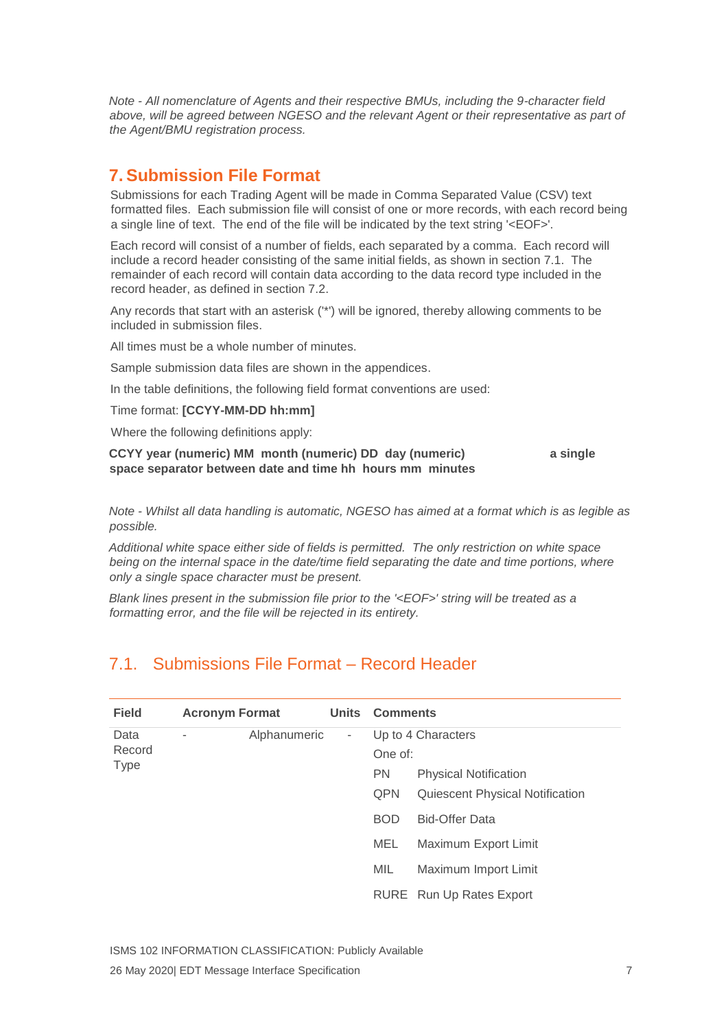*Note - All nomenclature of Agents and their respective BMUs, including the 9-character field above, will be agreed between NGESO and the relevant Agent or their representative as part of the Agent/BMU registration process.*

# 7. Submission File Format

Submissions for each Trading Agent will be made in Comma Separated Value (CSV) text formatted files. Each submission file will consist of one or more records, with each record being a single line of text. The end of the file will be indicated by the text string '<EOF>'.

Each record will consist of a number of fields, each separated by a comma. Each record will include a record header consisting of the same initial fields, as shown in section 7.1. The remainder of each record will contain data according to the data record type included in the record header, as defined in section 7.2.

Any records that start with an asterisk ('*') will be ignored, thereby allowing comments to be included in submission files.

All times must be a whole number of minutes.

Sample submission data files are shown in the appendices.

In the table definitions, the following field format conventions are used:

Time format: **[CCYY-MM-DD hh:mm]**

Where the following definitions apply:

**CCYY year (numeric) MM month (numeric) DD day (numeric) a single space separator between date and time hh hours mm minutes**

*Note - Whilst all data handling is automatic, NGESO has aimed at a format which is as legible as possible.*

*Additional white space either side of fields is permitted. The only restriction on white space being on the internal space in the date/time field separating the date and time portions, where only a single space character must be present.*

*Blank lines present in the submission file prior to the '<EOF>' string will be treated as a formatting error, and the file will be rejected in its entirety.*

## 7.1. Submissions File Format – Record Header

| Field | Acronym | Format | Units | Comments |
|---|---|---|---|---|
| Data Record Type | - | Alphanumeric | - | Up to 4 Characters<br>One of:<br>PN Physical Notification<br>QPN Quiescent Physical Notification<br>BOD Bid-Offer Data<br>MEL Maximum Export Limit<br>MIL Maximum Import Limit<br>RURE Run Up Rates Export |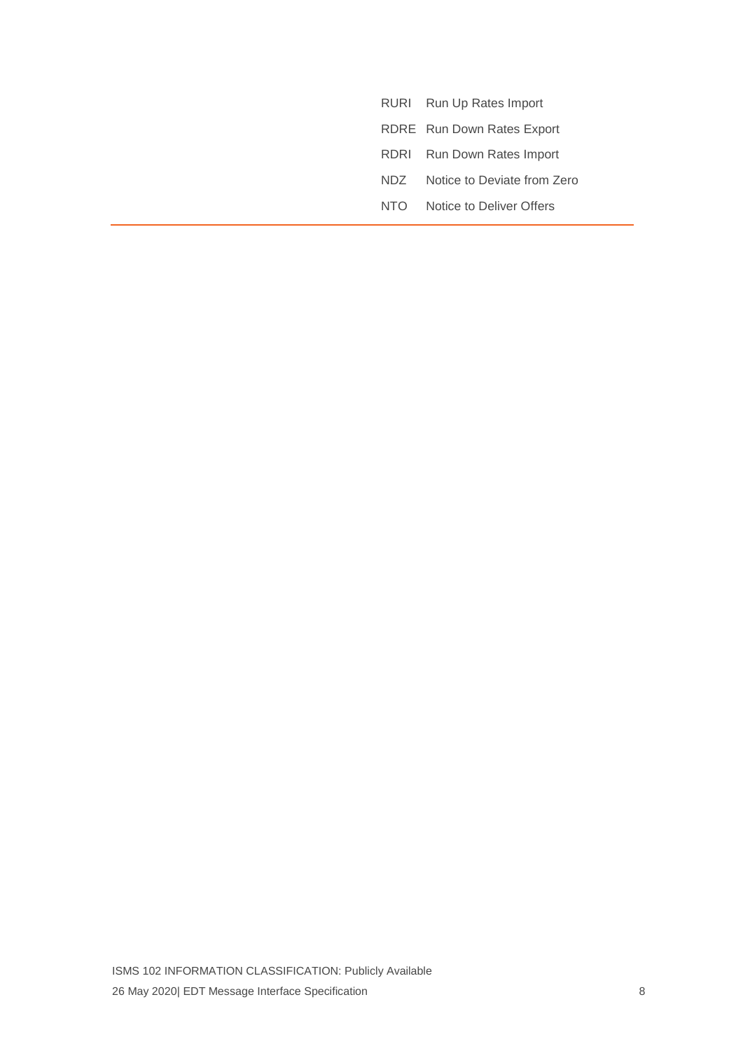| | |
|---|---|
| RURI | Run Up Rates Import |
| RDRE | Run Down Rates Export |
| RDRI | Run Down Rates Import |
| NDZ | Notice to Deviate from Zero |
| NTO | Notice to Deliver Offers |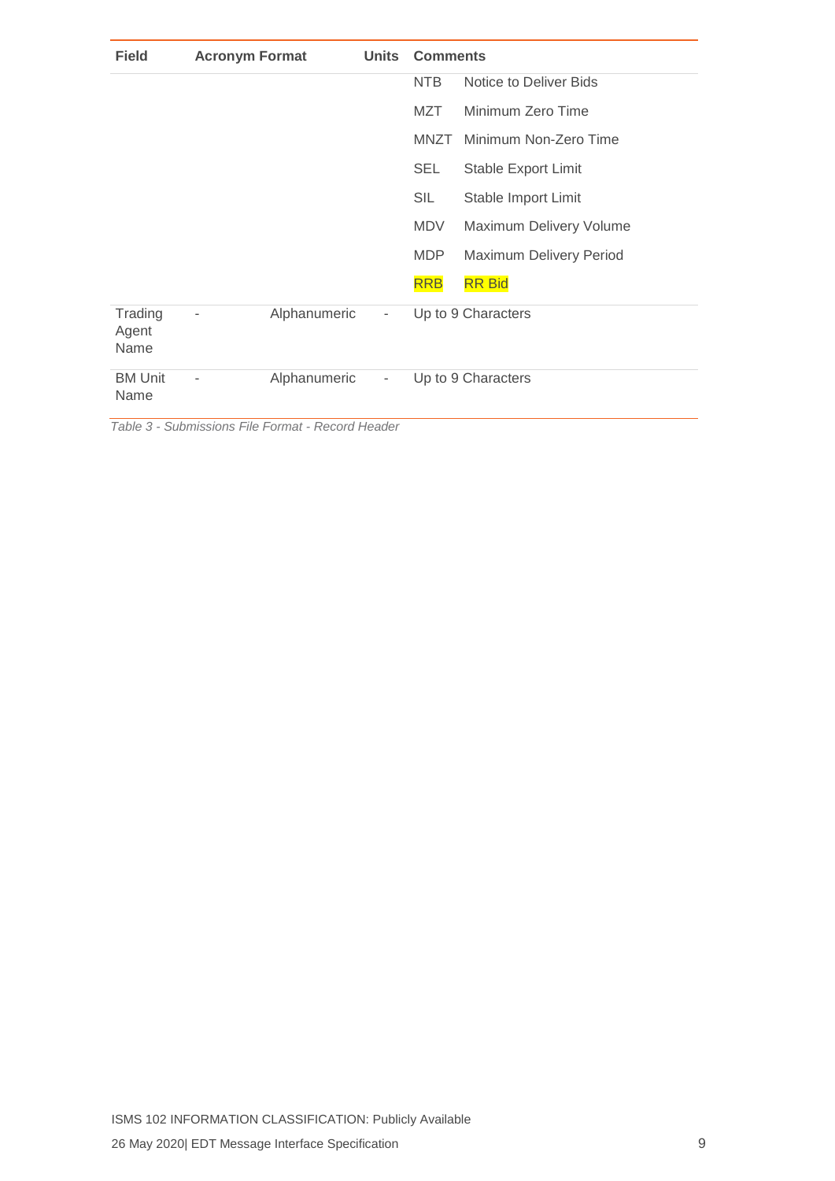| Field | Acronym | Format | Units | Comments |
|---|---|---|---|---|
| | | | | NTB Notice to Deliver Bids |
| | | | | MZT Minimum Zero Time |
| | | | | MNZT Minimum Non-Zero Time |
| | | | | SEL Stable Export Limit |
| | | | | SIL Stable Import Limit |
| | | | | MDV Maximum Delivery Volume |
| | | | | MDP Maximum Delivery Period |
| | | | | RRB RR Bid |
| Trading Agent Name | - | Alphanumeric | - | Up to 9 Characters |
| BM Unit Name | - | Alphanumeric | - | Up to 9 Characters |

*Table 3 - Submissions File Format - Record Header*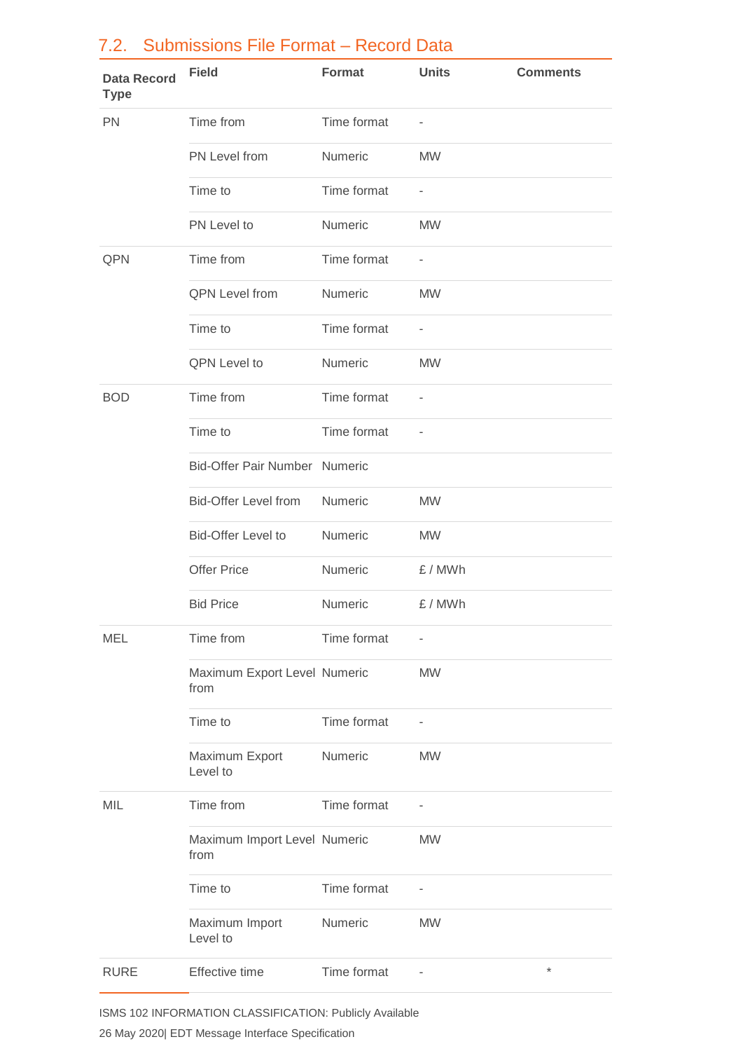## 7.2. Submissions File Format – Record Data

| Data Record Type | Field | Format | Units | Comments |
|---|---|---|---|---|
| PN | Time from | Time format | - | |
| | PN Level from | Numeric | MW | |
| | Time to | Time format | - | |
| | PN Level to | Numeric | MW | |
| QPN | Time from | Time format | - | |
| | QPN Level from | Numeric | MW | |
| | Time to | Time format | - | |
| | QPN Level to | Numeric | MW | |
| BOD | Time from | Time format | - | |
| | Time to | Time format | - | |
| | Bid-Offer Pair Number | Numeric | | |
| | Bid-Offer Level from | Numeric | MW | |
| | Bid-Offer Level to | Numeric | MW | |
| | Offer Price | Numeric | £ / MWh | |
| | Bid Price | Numeric | £ / MWh | |
| MEL | Time from | Time format | - | |
| | Maximum Export Level from | Numeric | MW | |
| | Time to | Time format | - | |
| | Maximum Export Level to | Numeric | MW | |
| MIL | Time from | Time format | - | |
| | Maximum Import Level from | Numeric | MW | |
| | Time to | Time format | - | |
| | Maximum Import Level to | Numeric | MW | |
| RURE | Effective time | Time format | - | * |

ISMS 102 INFORMATION CLASSIFICATION: Publicly Available

26 May 2020| EDT Message Interface Specification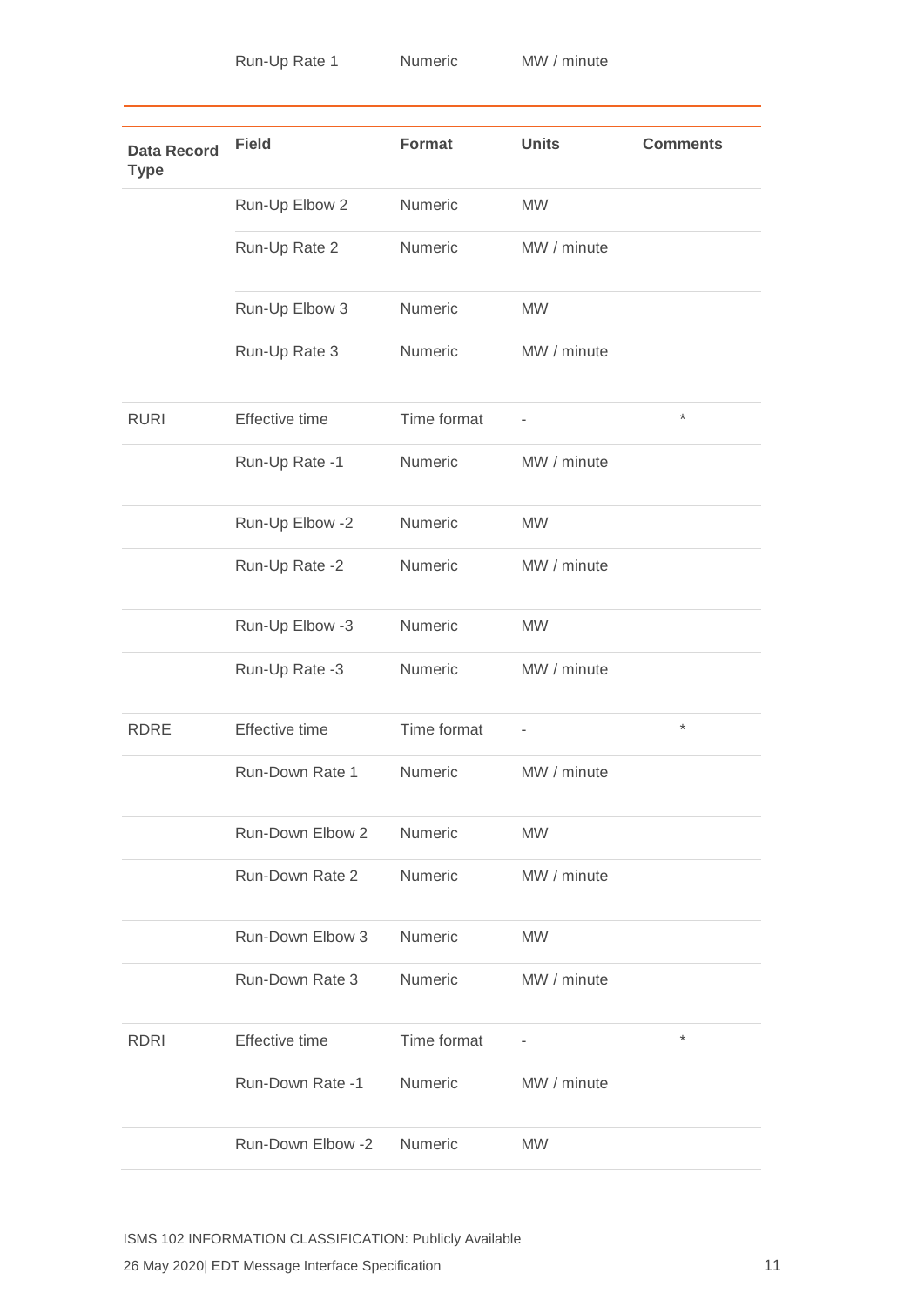| | Run-Up Rate 1 | Numeric | MW / minute | |
|---|---|---|---|---|

| Data Record Type | Field | Format | Units | Comments |
|---|---|---|---|---|
| | Run-Up Elbow 2 | Numeric | MW | |
| | Run-Up Rate 2 | Numeric | MW / minute | |
| | Run-Up Elbow 3 | Numeric | MW | |
| | Run-Up Rate 3 | Numeric | MW / minute | |
| RURI | Effective time | Time format | - | * |
| | Run-Up Rate -1 | Numeric | MW / minute | |
| | Run-Up Elbow -2 | Numeric | MW | |
| | Run-Up Rate -2 | Numeric | MW / minute | |
| | Run-Up Elbow -3 | Numeric | MW | |
| | Run-Up Rate -3 | Numeric | MW / minute | |
| RDRE | Effective time | Time format | - | * |
| | Run-Down Rate 1 | Numeric | MW / minute | |
| | Run-Down Elbow 2 | Numeric | MW | |
| | Run-Down Rate 2 | Numeric | MW / minute | |
| | Run-Down Elbow 3 | Numeric | MW | |
| | Run-Down Rate 3 | Numeric | MW / minute | |
| RDRI | Effective time | Time format | - | * |
| | Run-Down Rate -1 | Numeric | MW / minute | |
| | Run-Down Elbow -2 | Numeric | MW | |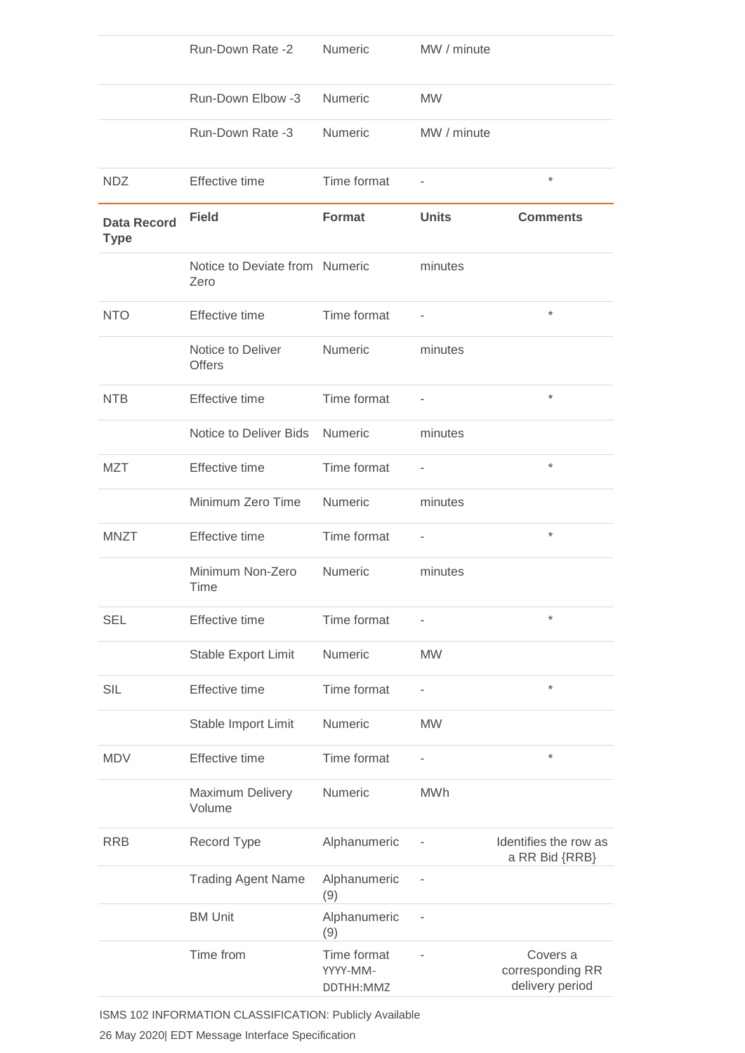| Data Record Type | Field | Format | Units | Comments |
| --- | --- | --- | --- | --- |
| | Run-Down Rate -2 | Numeric | MW / minute | |
| | Run-Down Elbow -3 | Numeric | MW | |
| | Run-Down Rate -3 | Numeric | MW / minute | |
| NDZ | Effective time | Time format | - | * |
| | Notice to Deviate from Zero | Numeric | minutes | |
| NTO | Effective time | Time format | - | * |
| | Notice to Deliver Offers | Numeric | minutes | |
| NTB | Effective time | Time format | - | * |
| | Notice to Deliver Bids | Numeric | minutes | |
| MZT | Effective time | Time format | - | * |
| | Minimum Zero Time | Numeric | minutes | |
| MNZT | Effective time | Time format | - | * |
| | Minimum Non-Zero Time | Numeric | minutes | |
| SEL | Effective time | Time format | - | * |
| | Stable Export Limit | Numeric | MW | |
| SIL | Effective time | Time format | - | * |
| | Stable Import Limit | Numeric | MW | |
| MDV | Effective time | Time format | - | * |
| | Maximum Delivery Volume | Numeric | MWh | |
| RRB | Record Type | Alphanumeric | - | Identifies the row as a RR Bid {RRB} |
| | Trading Agent Name | Alphanumeric (9) | - | |
| | BM Unit | Alphanumeric (9) | - | |
| | Time from | Time format YYYY-MM-DDTHH:MMZ | - | Covers a corresponding RR delivery period |

ISMS 102 INFORMATION CLASSIFICATION: Publicly Available

26 May 2020| EDT Message Interface Specification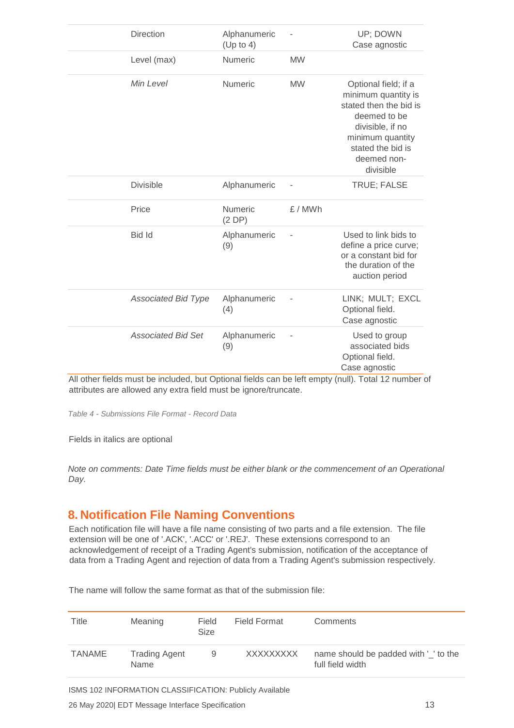| | | | |
|---|---|---|---|
| Direction | Alphanumeric (Up to 4) | - | UP; DOWN Case agnostic |
| Level (max) | Numeric | MW | |
| *Min Level* | Numeric | MW | Optional field; if a minimum quantity is stated then the bid is deemed to be divisible, if no minimum quantity stated the bid is deemed non-divisible |
| Divisible | Alphanumeric | - | TRUE; FALSE |
| Price | Numeric (2 DP) | £ / MWh | |
| Bid Id | Alphanumeric (9) | - | Used to link bids to define a price curve; or a constant bid for the duration of the auction period |
| *Associated Bid Type* | Alphanumeric (4) | - | LINK; MULT; EXCL Optional field. Case agnostic |
| *Associated Bid Set* | Alphanumeric (9) | - | Used to group associated bids Optional field. Case agnostic |

All other fields must be included, but Optional fields can be left empty (null). Total 12 number of attributes are allowed any extra field must be ignore/truncate.

*Table 4 - Submissions File Format - Record Data*

Fields in italics are optional

*Note on comments: Date Time fields must be either blank or the commencement of an Operational Day.*

## 8. Notification File Naming Conventions

Each notification file will have a file name consisting of two parts and a file extension. The file extension will be one of '.ACK', '.ACC' or '.REJ'. These extensions correspond to an acknowledgement of receipt of a Trading Agent's submission, notification of the acceptance of data from a Trading Agent and rejection of data from a Trading Agent's submission respectively.

The name will follow the same format as that of the submission file:

| Title | Meaning | Field Size | Field Format | Comments |
|---|---|---|---|---|
| TANAME | Trading Agent Name | 9 | XXXXXXXXX | name should be padded with '_' to the full field width |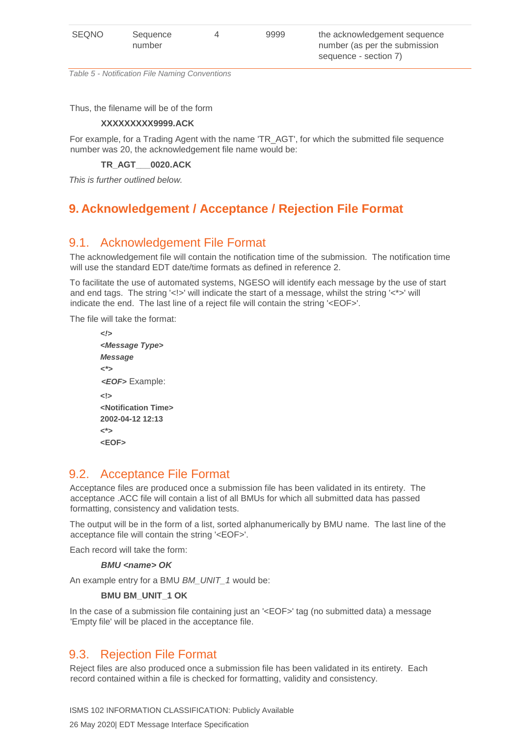| SEQNO | Sequence number | 4 | 9999 | the acknowledgement sequence number (as per the submission sequence - section 7) |
|---|---|---|---|---|

*Table 5 - Notification File Naming Conventions*

Thus, the filename will be of the form

**XXXXXXXXX9999.ACK**

For example, for a Trading Agent with the name 'TR_AGT', for which the submitted file sequence number was 20, the acknowledgement file name would be:

**TR_AGT___0020.ACK**

*This is further outlined below.*

# 9. Acknowledgement / Acceptance / Rejection File Format

## 9.1. Acknowledgement File Format

The acknowledgement file will contain the notification time of the submission. The notification time will use the standard EDT date/time formats as defined in reference 2.

To facilitate the use of automated systems, NGESO will identify each message by the use of start and end tags. The string '<!>' will indicate the start of a message, whilst the string '<*>' will indicate the end. The last line of a reject file will contain the string '<EOF>'.

The file will take the format:

***<!>***
***<Message Type>***
***Message***
***<*>***
***<EOF>*** Example:

**<!>**
**<Notification Time>**
**2002-04-12 12:13**
**<*>**
**<EOF>**

## 9.2. Acceptance File Format

Acceptance files are produced once a submission file has been validated in its entirety. The acceptance .ACC file will contain a list of all BMUs for which all submitted data has passed formatting, consistency and validation tests.

The output will be in the form of a list, sorted alphanumerically by BMU name. The last line of the acceptance file will contain the string '<EOF>'.

Each record will take the form:

***BMU <name> OK***

An example entry for a BMU *BM_UNIT_1* would be:

**BMU BM_UNIT_1 OK**

In the case of a submission file containing just an '<EOF>' tag (no submitted data) a message 'Empty file' will be placed in the acceptance file.

## 9.3. Rejection File Format

Reject files are also produced once a submission file has been validated in its entirety. Each record contained within a file is checked for formatting, validity and consistency.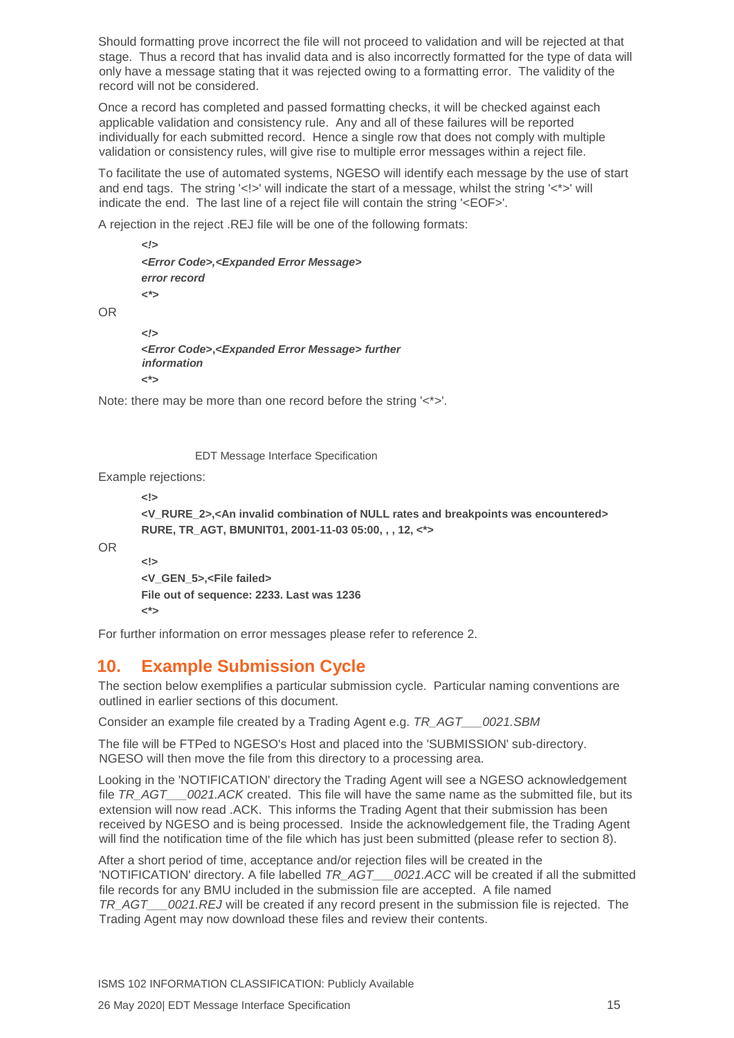Should formatting prove incorrect the file will not proceed to validation and will be rejected at that stage. Thus a record that has invalid data and is also incorrectly formatted for the type of data will only have a message stating that it was rejected owing to a formatting error. The validity of the record will not be considered.

Once a record has completed and passed formatting checks, it will be checked against each applicable validation and consistency rule. Any and all of these failures will be reported individually for each submitted record. Hence a single row that does not comply with multiple validation or consistency rules, will give rise to multiple error messages within a reject file.

To facilitate the use of automated systems, NGESO will identify each message by the use of start and end tags. The string '<!>' will indicate the start of a message, whilst the string '<*>' will indicate the end. The last line of a reject file will contain the string '<EOF>'.

A rejection in the reject .REJ file will be one of the following formats:

> ***<!>***
> ***<Error Code>,<Expanded Error Message>***
> ***error record***
> ***<*>***

OR

> ***<!>***
> ***<Error Code>,<Expanded Error Message> further information***
> ***<*>***

Note: there may be more than one record before the string '<*>'.

EDT Message Interface Specification

Example rejections:

> **<!>**
> **<V_RURE_2>,<An invalid combination of NULL rates and breakpoints was encountered>**
> **RURE, TR_AGT, BMUNIT01, 2001-11-03 05:00, , , 12, <*>**

OR

> **<!>**
> **<V_GEN_5>,<File failed>**
> **File out of sequence: 2233. Last was 1236**
> **<*>**

For further information on error messages please refer to reference 2.

# 10. Example Submission Cycle

The section below exemplifies a particular submission cycle. Particular naming conventions are outlined in earlier sections of this document.

Consider an example file created by a Trading Agent e.g. *TR_AGT___0021.SBM*

The file will be FTPed to NGESO's Host and placed into the 'SUBMISSION' sub-directory. NGESO will then move the file from this directory to a processing area.

Looking in the 'NOTIFICATION' directory the Trading Agent will see a NGESO acknowledgement file *TR_AGT___0021.ACK* created. This file will have the same name as the submitted file, but its extension will now read .ACK. This informs the Trading Agent that their submission has been received by NGESO and is being processed. Inside the acknowledgement file, the Trading Agent will find the notification time of the file which has just been submitted (please refer to section 8).

After a short period of time, acceptance and/or rejection files will be created in the 'NOTIFICATION' directory. A file labelled *TR_AGT___0021.ACC* will be created if all the submitted file records for any BMU included in the submission file are accepted. A file named *TR_AGT___0021.REJ* will be created if any record present in the submission file is rejected. The Trading Agent may now download these files and review their contents.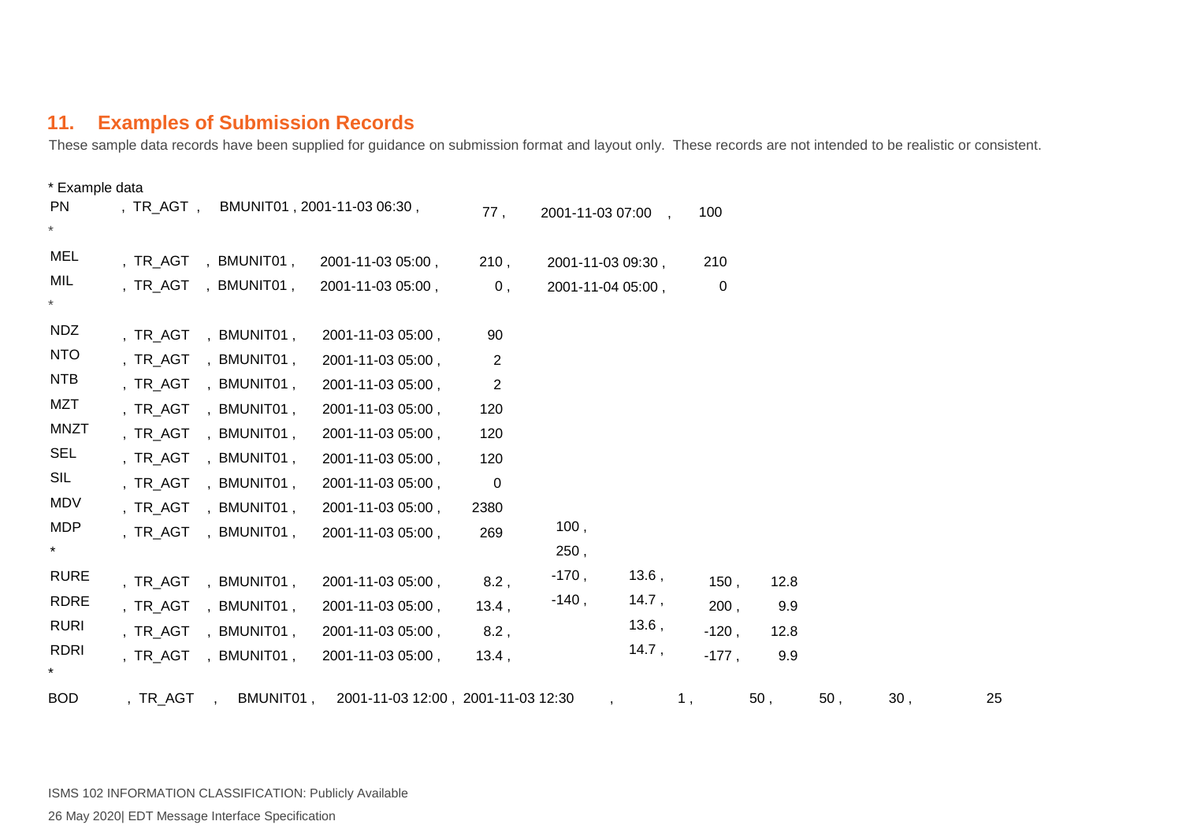## 11. Examples of Submission Records

These sample data records have been supplied for guidance on submission format and layout only. These records are not intended to be realistic or consistent.

```
* Example data
PN    , TR_AGT ,  BMUNIT01 , 2001-11-03 06:30 ,    77 ,   2001-11-03 07:00  ,   100
*
MEL   , TR_AGT  , BMUNIT01 ,   2001-11-03 05:00 ,   210 ,   2001-11-03 09:30 ,   210
MIL   , TR_AGT  , BMUNIT01 ,   2001-11-03 05:00 ,     0 ,   2001-11-04 05:00 ,     0
*
NDZ   , TR_AGT  , BMUNIT01 ,   2001-11-03 05:00 ,    90
NTO   , TR_AGT  , BMUNIT01 ,   2001-11-03 05:00 ,     2
NTB   , TR_AGT  , BMUNIT01 ,   2001-11-03 05:00 ,     2
MZT   , TR_AGT  , BMUNIT01 ,   2001-11-03 05:00 ,   120
MNZT  , TR_AGT  , BMUNIT01 ,   2001-11-03 05:00 ,   120
SEL   , TR_AGT  , BMUNIT01 ,   2001-11-03 05:00 ,   120
SIL   , TR_AGT  , BMUNIT01 ,   2001-11-03 05:00 ,     0
MDV   , TR_AGT  , BMUNIT01 ,   2001-11-03 05:00 ,  2380
MDP   , TR_AGT  , BMUNIT01 ,   2001-11-03 05:00 ,   269     100 ,
*                                                          250 ,
RURE  , TR_AGT  , BMUNIT01 ,   2001-11-03 05:00 ,   8.2 ,  -170 ,   13.6 ,   150 ,  12.8
RDRE  , TR_AGT  , BMUNIT01 ,   2001-11-03 05:00 ,  13.4 ,  -140 ,   14.7 ,   200 ,   9.9
RURI  , TR_AGT  , BMUNIT01 ,   2001-11-03 05:00 ,   8.2 ,           13.6 ,  -120 ,  12.8
RDRI  , TR_AGT  , BMUNIT01 ,   2001-11-03 05:00 ,  13.4 ,           14.7 ,  -177 ,   9.9
*
BOD   , TR_AGT  ,  BMUNIT01 ,  2001-11-03 12:00 , 2001-11-03 12:30  ,   1 ,   50 ,   50 ,   30 ,   25
```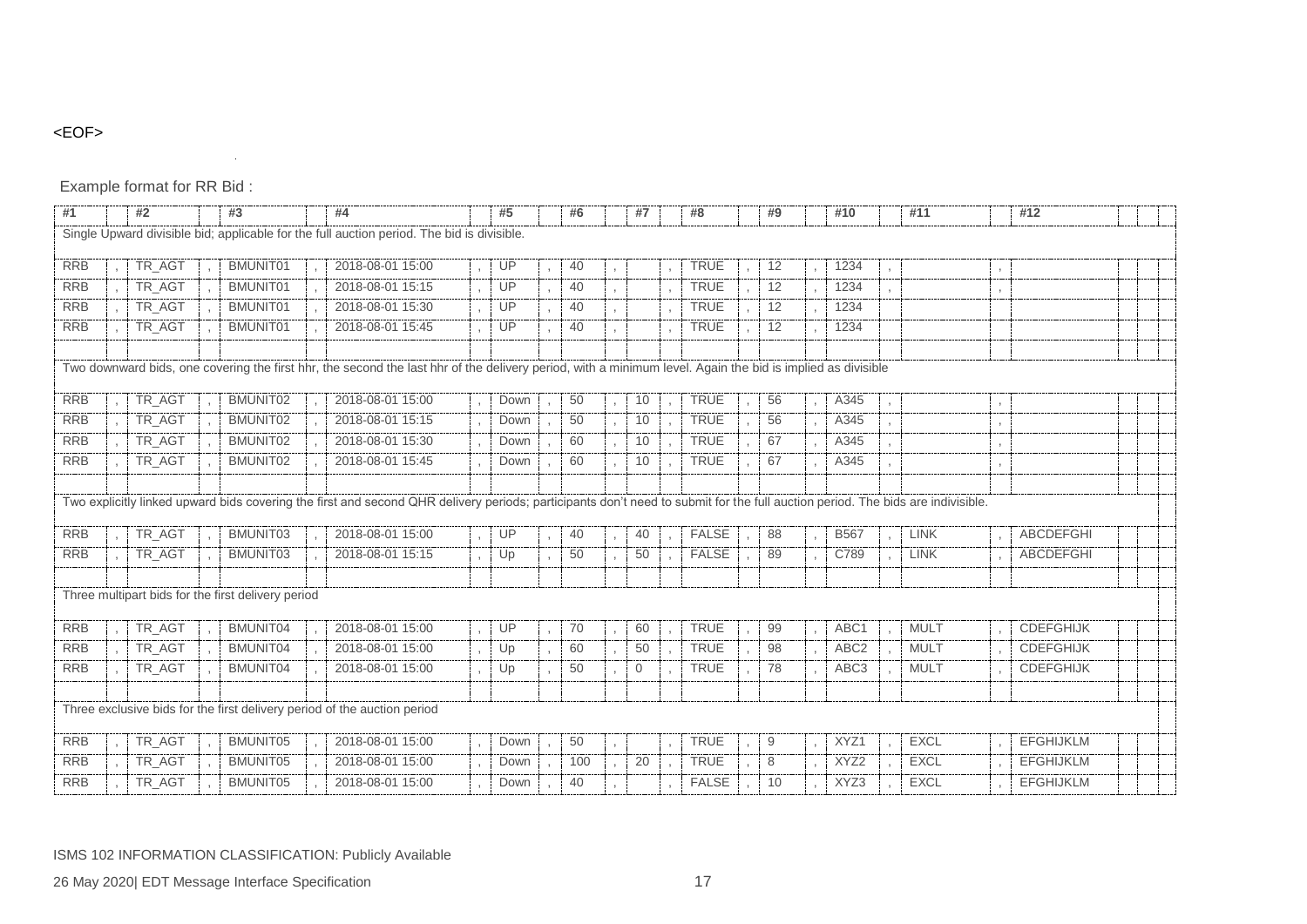<EOF>

Example format for RR Bid :

| #1 | #2 | #3 | #4 | #5 | #6 | #7 | #8 | #9 | #10 | #11 | #12 |
|---|---|---|---|---|---|---|---|---|---|---|---|
| Single Upward divisible bid; applicable for the full auction period. The bid is divisible. | | | | | | | | | | | |
| RRB | TR_AGT | BMUNIT01 | 2018-08-01 15:00 | UP | 40 | | TRUE | 12 | 1234 | | |
| RRB | TR_AGT | BMUNIT01 | 2018-08-01 15:15 | UP | 40 | | TRUE | 12 | 1234 | | |
| RRB | TR_AGT | BMUNIT01 | 2018-08-01 15:30 | UP | 40 | | TRUE | 12 | 1234 | | |
| RRB | TR_AGT | BMUNIT01 | 2018-08-01 15:45 | UP | 40 | | TRUE | 12 | 1234 | | |
| | | | | | | | | | | | |
| Two downward bids, one covering the first hhr, the second the last hhr of the delivery period, with a minimum level. Again the bid is implied as divisible | | | | | | | | | | | |
| RRB | TR_AGT | BMUNIT02 | 2018-08-01 15:00 | Down | 50 | 10 | TRUE | 56 | A345 | | |
| RRB | TR_AGT | BMUNIT02 | 2018-08-01 15:15 | Down | 50 | 10 | TRUE | 56 | A345 | | |
| RRB | TR_AGT | BMUNIT02 | 2018-08-01 15:30 | Down | 60 | 10 | TRUE | 67 | A345 | | |
| RRB | TR_AGT | BMUNIT02 | 2018-08-01 15:45 | Down | 60 | 10 | TRUE | 67 | A345 | | |
| | | | | | | | | | | | |
| Two explicitly linked upward bids covering the first and second QHR delivery periods; participants don't need to submit for the full auction period. The bids are indivisible. | | | | | | | | | | | |
| RRB | TR_AGT | BMUNIT03 | 2018-08-01 15:00 | UP | 40 | 40 | FALSE | 88 | B567 | LINK | ABCDEFGHI |
| RRB | TR_AGT | BMUNIT03 | 2018-08-01 15:15 | Up | 50 | 50 | FALSE | 89 | C789 | LINK | ABCDEFGHI |
| | | | | | | | | | | | |
| Three multipart bids for the first delivery period | | | | | | | | | | | |
| RRB | TR_AGT | BMUNIT04 | 2018-08-01 15:00 | UP | 70 | 60 | TRUE | 99 | ABC1 | MULT | CDEFGHIJK |
| RRB | TR_AGT | BMUNIT04 | 2018-08-01 15:00 | Up | 60 | 50 | TRUE | 98 | ABC2 | MULT | CDEFGHIJK |
| RRB | TR_AGT | BMUNIT04 | 2018-08-01 15:00 | Up | 50 | 0 | TRUE | 78 | ABC3 | MULT | CDEFGHIJK |
| | | | | | | | | | | | |
| Three exclusive bids for the first delivery period of the auction period | | | | | | | | | | | |
| RRB | TR_AGT | BMUNIT05 | 2018-08-01 15:00 | Down | 50 | | TRUE | 9 | XYZ1 | EXCL | EFGHIJKLM |
| RRB | TR_AGT | BMUNIT05 | 2018-08-01 15:00 | Down | 100 | 20 | TRUE | 8 | XYZ2 | EXCL | EFGHIJKLM |
| RRB | TR_AGT | BMUNIT05 | 2018-08-01 15:00 | Down | 40 | | FALSE | 10 | XYZ3 | EXCL | EFGHIJKLM |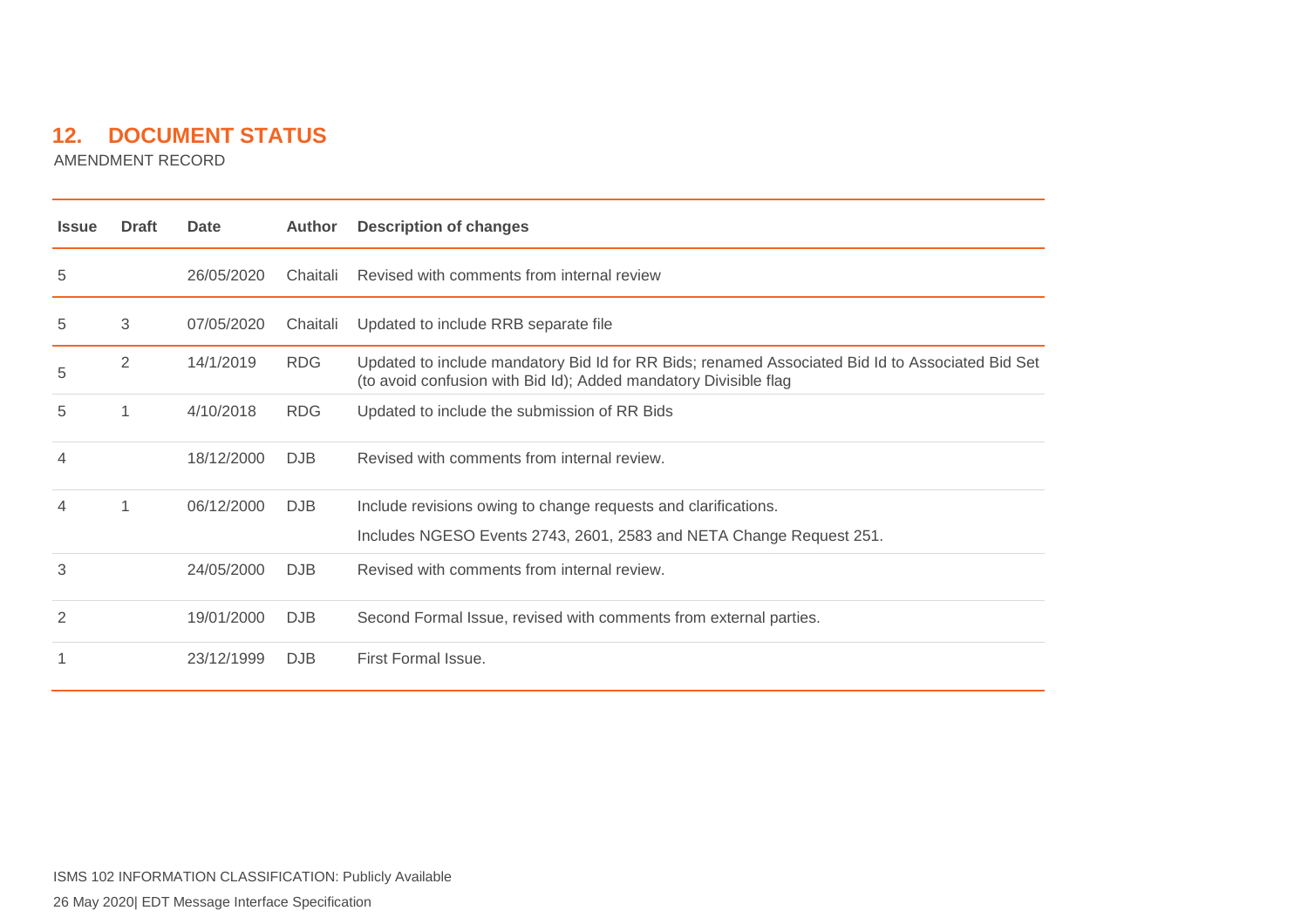## 12. DOCUMENT STATUS

AMENDMENT RECORD

| Issue | Draft | Date | Author | Description of changes |
|---|---|---|---|---|
| 5 | | 26/05/2020 | Chaitali | Revised with comments from internal review |
| 5 | 3 | 07/05/2020 | Chaitali | Updated to include RRB separate file |
| 5 | 2 | 14/1/2019 | RDG | Updated to include mandatory Bid Id for RR Bids; renamed Associated Bid Id to Associated Bid Set (to avoid confusion with Bid Id); Added mandatory Divisible flag |
| 5 | 1 | 4/10/2018 | RDG | Updated to include the submission of RR Bids |
| 4 | | 18/12/2000 | DJB | Revised with comments from internal review. |
| 4 | 1 | 06/12/2000 | DJB | Include revisions owing to change requests and clarifications. Includes NGESO Events 2743, 2601, 2583 and NETA Change Request 251. |
| 3 | | 24/05/2000 | DJB | Revised with comments from internal review. |
| 2 | | 19/01/2000 | DJB | Second Formal Issue, revised with comments from external parties. |
| 1 | | 23/12/1999 | DJB | First Formal Issue. |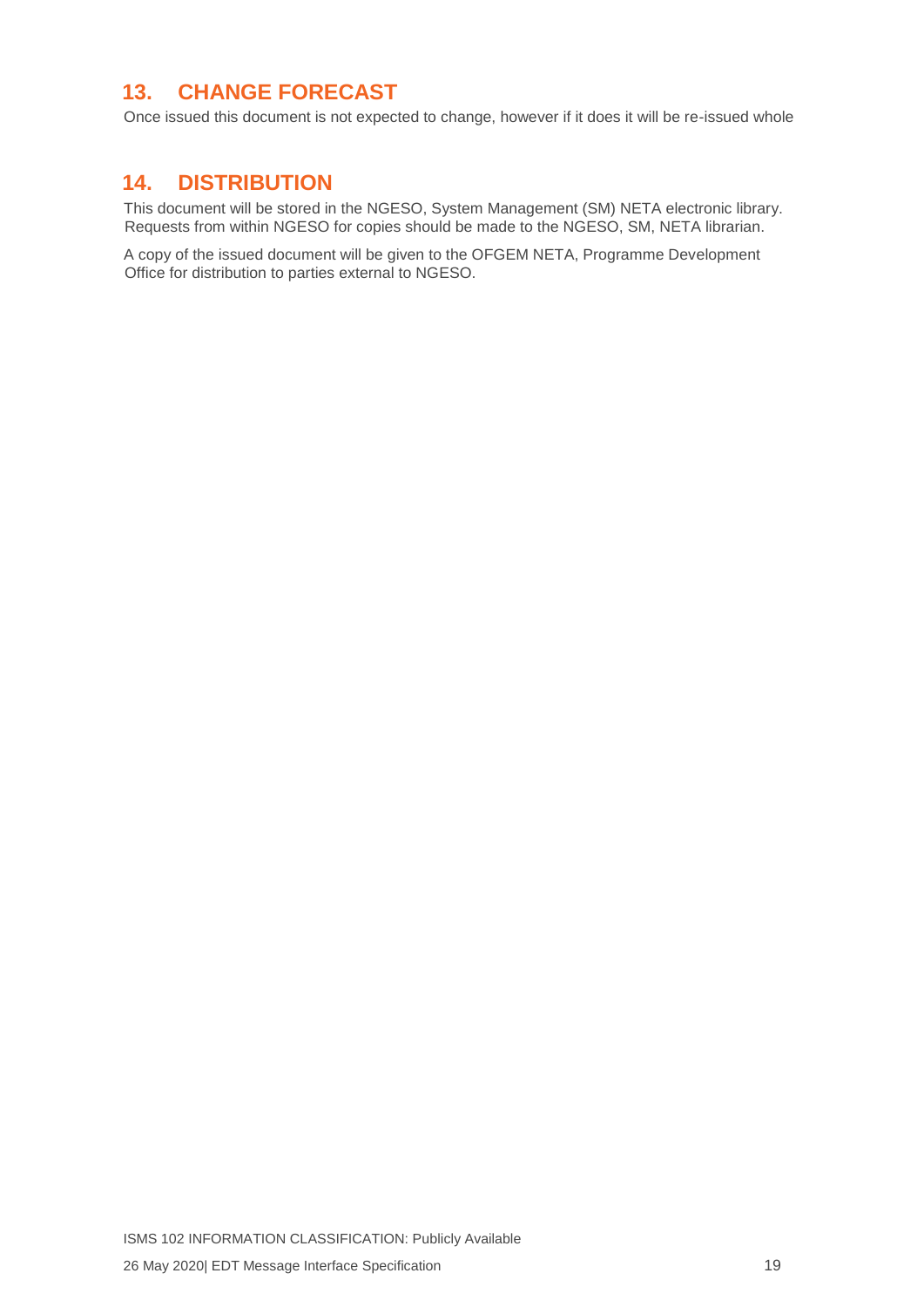## 13. CHANGE FORECAST

Once issued this document is not expected to change, however if it does it will be re-issued whole

## 14. DISTRIBUTION

This document will be stored in the NGESO, System Management (SM) NETA electronic library. Requests from within NGESO for copies should be made to the NGESO, SM, NETA librarian.

A copy of the issued document will be given to the OFGEM NETA, Programme Development Office for distribution to parties external to NGESO.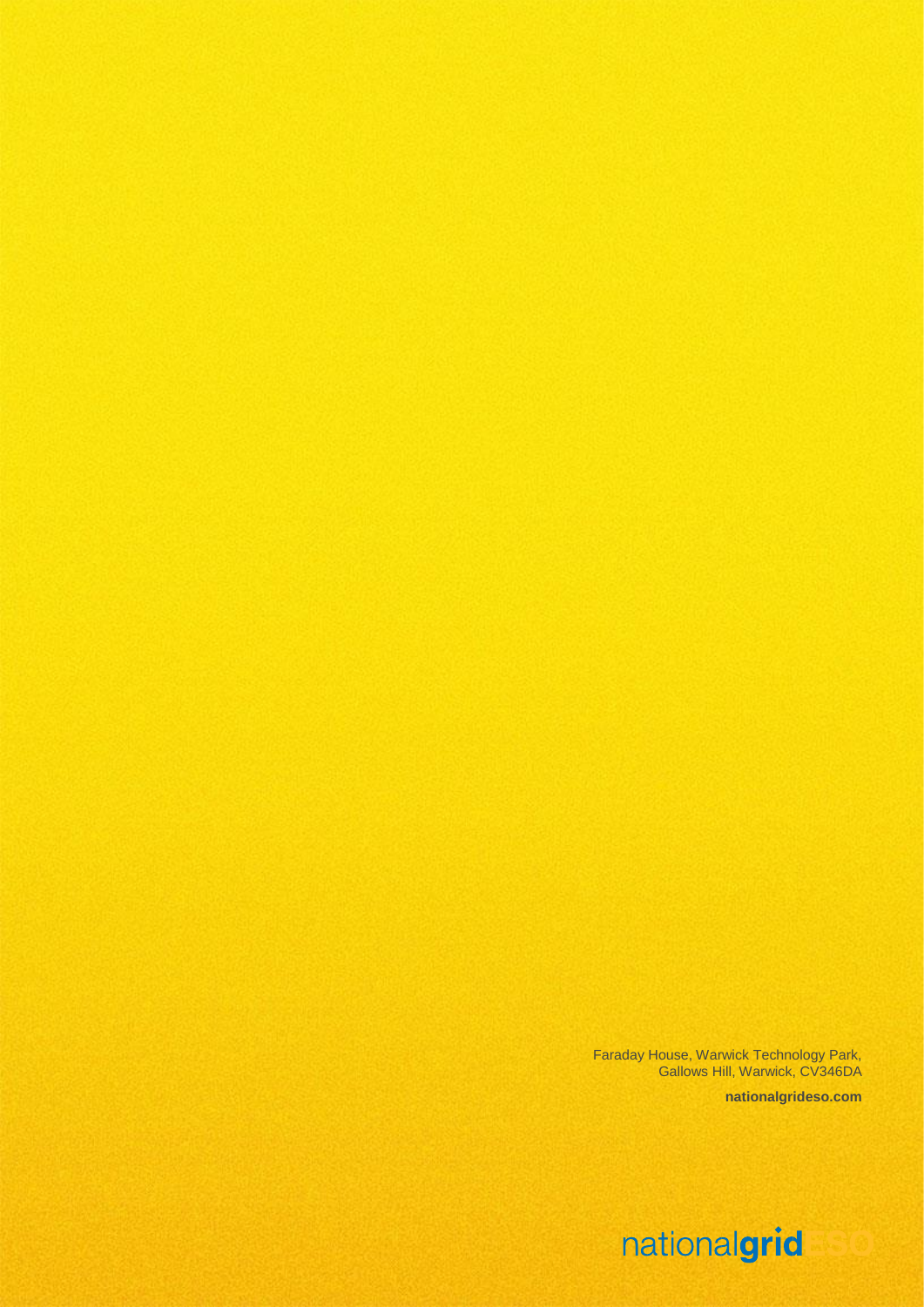Faraday House, Warwick Technology Park,
Gallows Hill, Warwick, CV346DA

**nationalgrideso.com**

national**grid**ESO